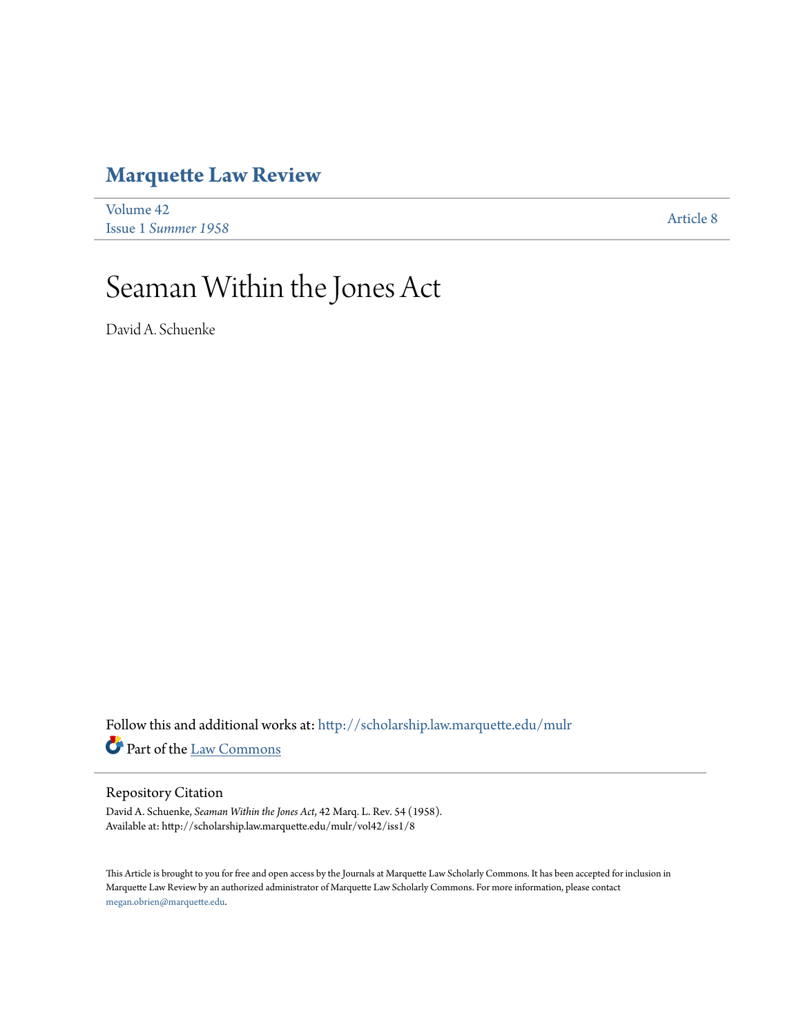# Marquette Law Review

Volume 42
Issue 1 *Summer 1958*

Article 8

# Seaman Within the Jones Act

David A. Schuenke

Follow this and additional works at: http://scholarship.law.marquette.edu/mulr

Part of the Law Commons

## Repository Citation

David A. Schuenke, *Seaman Within the Jones Act*, 42 Marq. L. Rev. 54 (1958).
Available at: http://scholarship.law.marquette.edu/mulr/vol42/iss1/8

This Article is brought to you for free and open access by the Journals at Marquette Law Scholarly Commons. It has been accepted for inclusion in Marquette Law Review by an authorized administrator of Marquette Law Scholarly Commons. For more information, please contact megan.obrien@marquette.edu.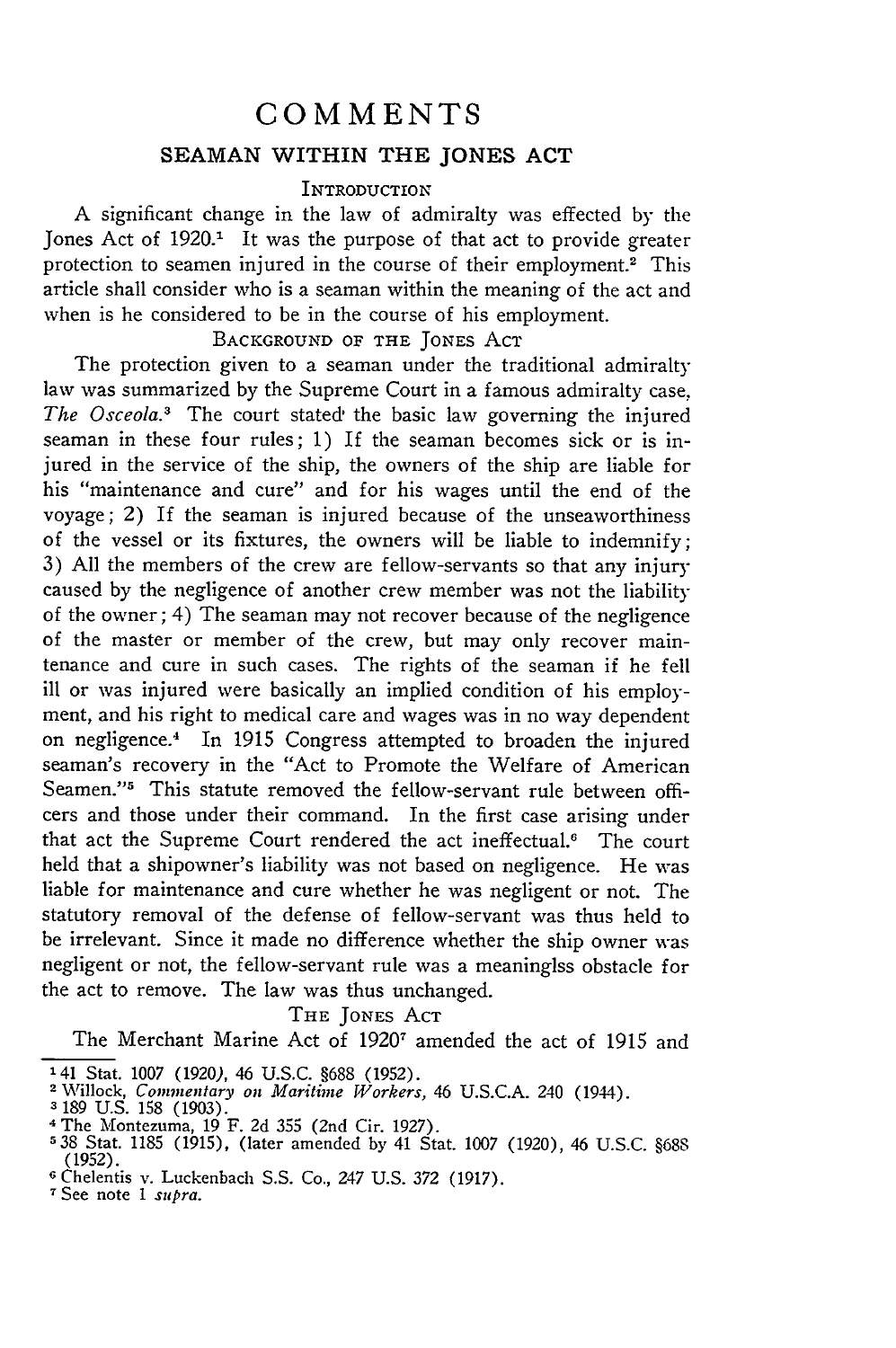# COMMENTS

## SEAMAN WITHIN THE JONES ACT

### INTRODUCTION

A significant change in the law of admiralty was effected by the Jones Act of 1920.[1] It was the purpose of that act to provide greater protection to seamen injured in the course of their employment.[2] This article shall consider who is a seaman within the meaning of the act and when is he considered to be in the course of his employment.

### BACKGROUND OF THE JONES ACT

The protection given to a seaman under the traditional admiralty law was summarized by the Supreme Court in a famous admiralty case, *The Osceola*.[3] The court stated the basic law governing the injured seaman in these four rules; 1) If the seaman becomes sick or is injured in the service of the ship, the owners of the ship are liable for his "maintenance and cure" and for his wages until the end of the voyage; 2) If the seaman is injured because of the unseaworthiness of the vessel or its fixtures, the owners will be liable to indemnify; 3) All the members of the crew are fellow-servants so that any injury caused by the negligence of another crew member was not the liability of the owner; 4) The seaman may not recover because of the negligence of the master or member of the crew, but may only recover maintenance and cure in such cases. The rights of the seaman if he fell ill or was injured were basically an implied condition of his employment, and his right to medical care and wages was in no way dependent on negligence.[4] In 1915 Congress attempted to broaden the injured seaman's recovery in the "Act to Promote the Welfare of American Seamen."[5] This statute removed the fellow-servant rule between officers and those under their command. In the first case arising under that act the Supreme Court rendered the act ineffectual.[6] The court held that a shipowner's liability was not based on negligence. He was liable for maintenance and cure whether he was negligent or not. The statutory removal of the defense of fellow-servant was thus held to be irrelevant. Since it made no difference whether the ship owner was negligent or not, the fellow-servant rule was a meaninglss obstacle for the act to remove. The law was thus unchanged.

### THE JONES ACT

The Merchant Marine Act of 1920[7] amended the act of 1915 and

---

[1] 41 Stat. 1007 (1920), 46 U.S.C. §688 (1952).

[2] Willock, *Commentary on Maritime Workers*, 46 U.S.C.A. 240 (1944).

[3] 189 U.S. 158 (1903).

[4] The Montezuma, 19 F. 2d 355 (2nd Cir. 1927).

[5] 38 Stat. 1185 (1915), (later amended by 41 Stat. 1007 (1920), 46 U.S.C. §688 (1952).

[6] Chelentis v. Luckenbach S.S. Co., 247 U.S. 372 (1917).

[7] See note 1 *supra*.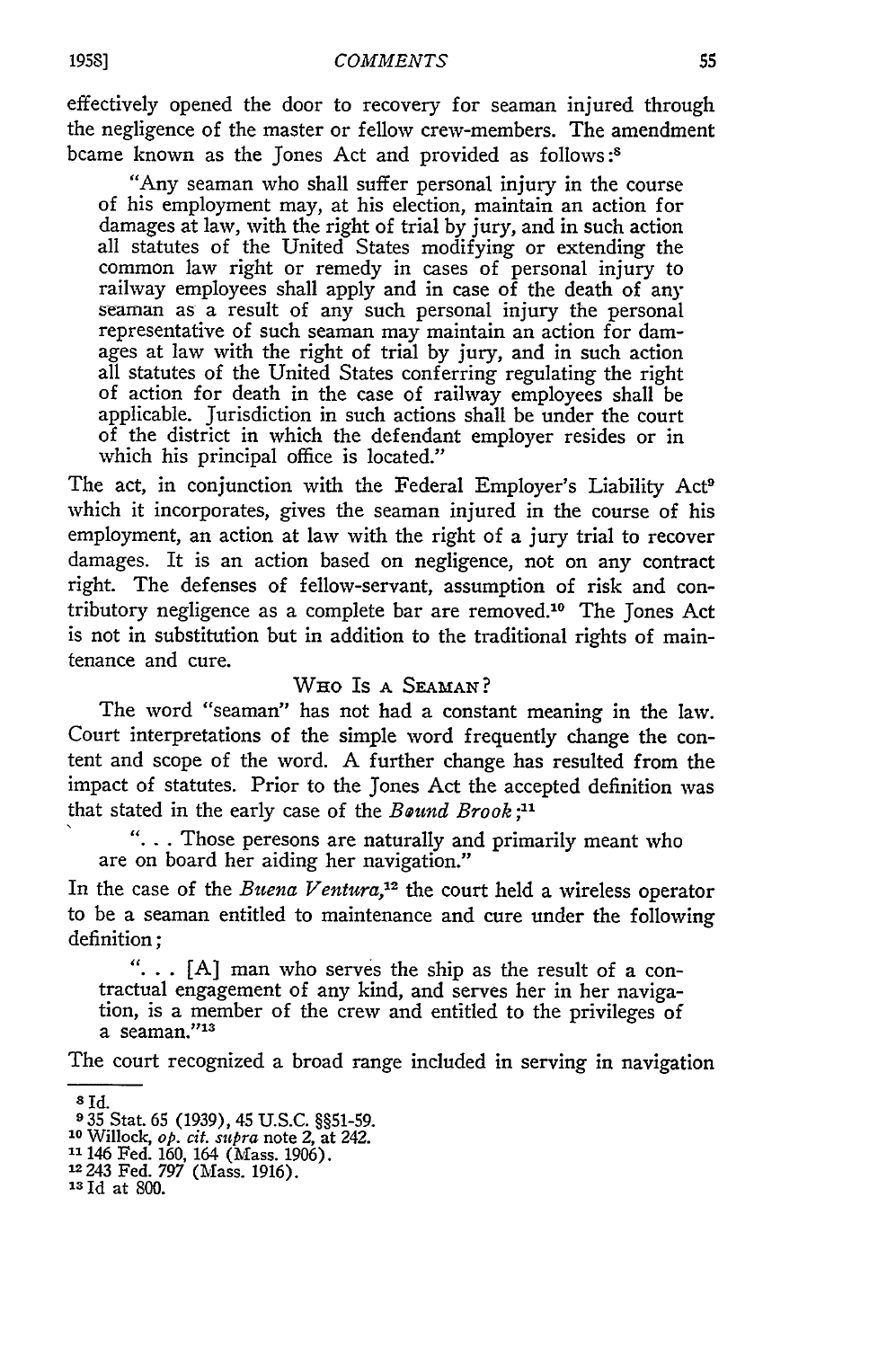effectively opened the door to recovery for seaman injured through the negligence of the master or fellow crew-members. The amendment bcame known as the Jones Act and provided as follows:[8]

> "Any seaman who shall suffer personal injury in the course of his employment may, at his election, maintain an action for damages at law, with the right of trial by jury, and in such action all statutes of the United States modifying or extending the common law right or remedy in cases of personal injury to railway employees shall apply and in case of the death of any seaman as a result of any such personal injury the personal representative of such seaman may maintain an action for damages at law with the right of trial by jury, and in such action all statutes of the United States conferring regulating the right of action for death in the case of railway employees shall be applicable. Jurisdiction in such actions shall be under the court of the district in which the defendant employer resides or in which his principal office is located."

The act, in conjunction with the Federal Employer's Liability Act[9] which it incorporates, gives the seaman injured in the course of his employment, an action at law with the right of a jury trial to recover damages. It is an action based on negligence, not on any contract right. The defenses of fellow-servant, assumption of risk and contributory negligence as a complete bar are removed.[10] The Jones Act is not in substitution but in addition to the traditional rights of maintenance and cure.

## WHO IS A SEAMAN?

The word "seaman" has not had a constant meaning in the law. Court interpretations of the simple word frequently change the content and scope of the word. A further change has resulted from the impact of statutes. Prior to the Jones Act the accepted definition was that stated in the early case of the *Bound Brook*;[11]

> ". . . Those peresons are naturally and primarily meant who are on board her aiding her navigation."

In the case of the *Buena Ventura*,[12] the court held a wireless operator to be a seaman entitled to maintenance and cure under the following definition;

> ". . . [A] man who serves the ship as the result of a contractual engagement of any kind, and serves her in her navigation, is a member of the crew and entitled to the privileges of a seaman."[13]

The court recognized a broad range included in serving in navigation

---

[8] Id.
[9] 35 Stat. 65 (1939), 45 U.S.C. §§51-59.
[10] Willock, *op. cit. supra* note 2, at 242.
[11] 146 Fed. 160, 164 (Mass. 1906).
[12] 243 Fed. 797 (Mass. 1916).
[13] Id at 800.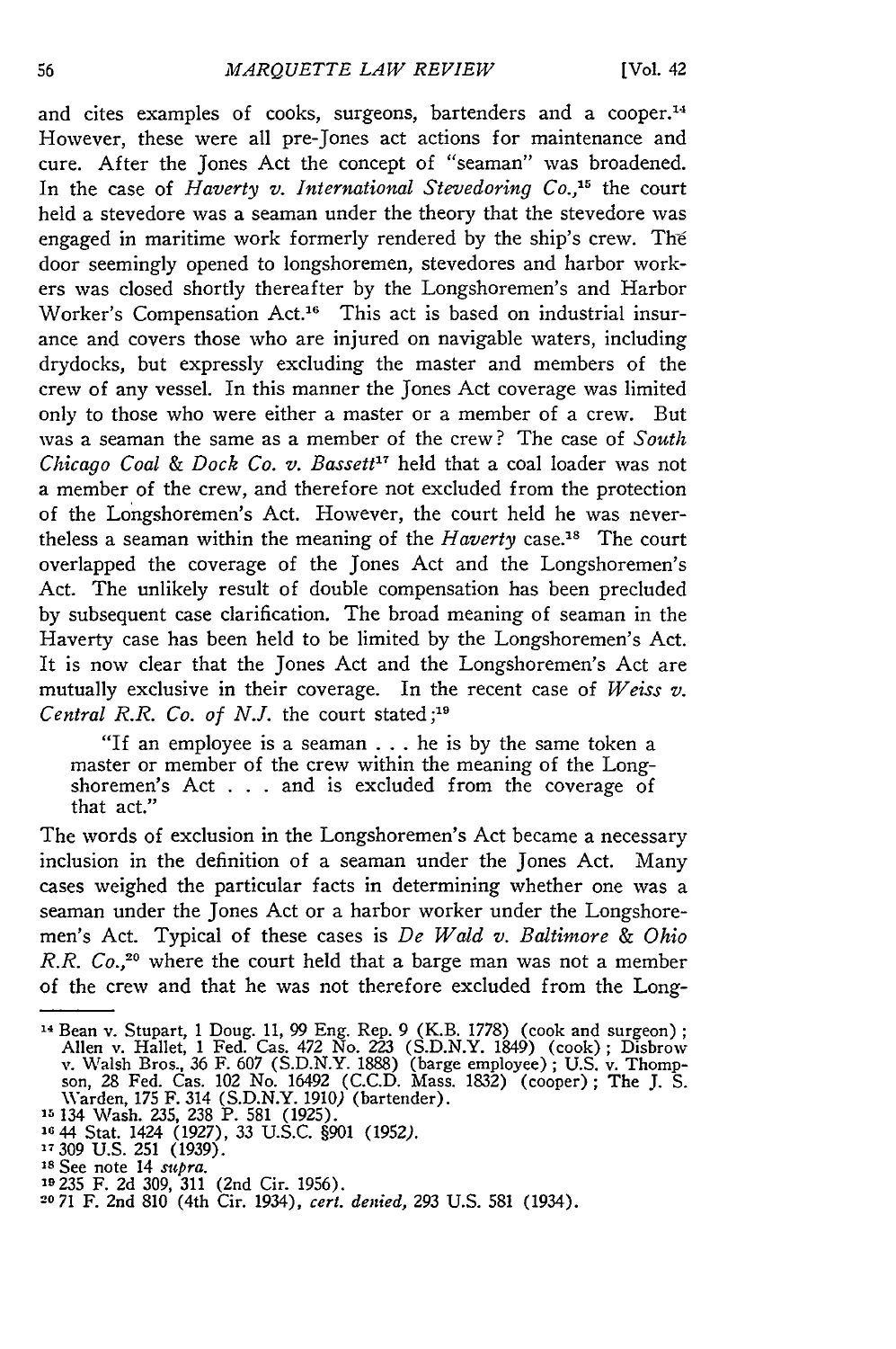and cites examples of cooks, surgeons, bartenders and a cooper.[14] However, these were all pre-Jones act actions for maintenance and cure. After the Jones Act the concept of "seaman" was broadened. In the case of *Haverty v. International Stevedoring Co.*,[15] the court held a stevedore was a seaman under the theory that the stevedore was engaged in maritime work formerly rendered by the ship's crew. The door seemingly opened to longshoremen, stevedores and harbor workers was closed shortly thereafter by the Longshoremen's and Harbor Worker's Compensation Act.[16] This act is based on industrial insurance and covers those who are injured on navigable waters, including drydocks, but expressly excluding the master and members of the crew of any vessel. In this manner the Jones Act coverage was limited only to those who were either a master or a member of a crew. But was a seaman the same as a member of the crew? The case of *South Chicago Coal & Dock Co. v. Bassett*[17] held that a coal loader was not a member of the crew, and therefore not excluded from the protection of the Longshoremen's Act. However, the court held he was nevertheless a seaman within the meaning of the *Haverty* case.[18] The court overlapped the coverage of the Jones Act and the Longshoremen's Act. The unlikely result of double compensation has been precluded by subsequent case clarification. The broad meaning of seaman in the Haverty case has been held to be limited by the Longshoremen's Act. It is now clear that the Jones Act and the Longshoremen's Act are mutually exclusive in their coverage. In the recent case of *Weiss v. Central R.R. Co. of N.J.* the court stated;[19]

> "If an employee is a seaman . . . he is by the same token a master or member of the crew within the meaning of the Longshoremen's Act . . . and is excluded from the coverage of that act."

The words of exclusion in the Longshoremen's Act became a necessary inclusion in the definition of a seaman under the Jones Act. Many cases weighed the particular facts in determining whether one was a seaman under the Jones Act or a harbor worker under the Longshoremen's Act. Typical of these cases is *De Wald v. Baltimore & Ohio R.R. Co.*,[20] where the court held that a barge man was not a member of the crew and that he was not therefore excluded from the Long-

---

[14] Bean v. Stupart, 1 Doug. 11, 99 Eng. Rep. 9 (K.B. 1778) (cook and surgeon); Allen v. Hallet, 1 Fed. Cas. 472 No. 223 (S.D.N.Y. 1849) (cook); Disbrow v. Walsh Bros., 36 F. 607 (S.D.N.Y. 1888) (barge employee); U.S. v. Thompson, 28 Fed. Cas. 102 No. 16492 (C.C.D. Mass. 1832) (cooper); The J. S. Warden, 175 F. 314 (S.D.N.Y. 1910) (bartender).

[15] 134 Wash. 235, 238 P. 581 (1925).

[16] 44 Stat. 1424 (1927), 33 U.S.C. §901 (1952).

[17] 309 U.S. 251 (1939).

[18] See note 14 *supra*.

[19] 235 F. 2d 309, 311 (2nd Cir. 1956).

[20] 71 F. 2nd 810 (4th Cir. 1934), *cert. denied*, 293 U.S. 581 (1934).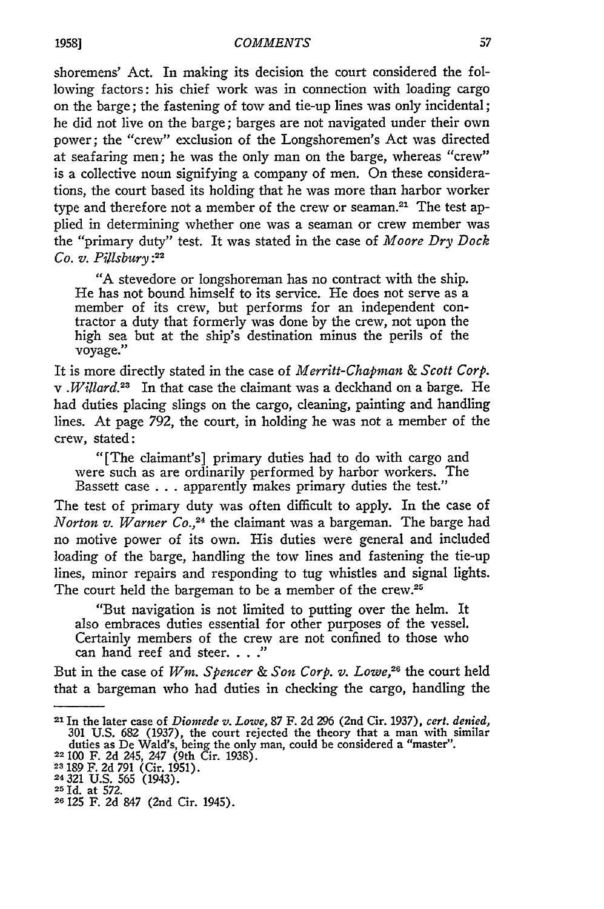shoremens' Act. In making its decision the court considered the following factors: his chief work was in connection with loading cargo on the barge; the fastening of tow and tie-up lines was only incidental; he did not live on the barge; barges are not navigated under their own power; the "crew" exclusion of the Longshoremen's Act was directed at seafaring men; he was the only man on the barge, whereas "crew" is a collective noun signifying a company of men. On these considerations, the court based its holding that he was more than harbor worker type and therefore not a member of the crew or seaman.[21] The test applied in determining whether one was a seaman or crew member was the "primary duty" test. It was stated in the case of *Moore Dry Dock Co. v. Pillsbury*:[22]

> "A stevedore or longshoreman has no contract with the ship. He has not bound himself to its service. He does not serve as a member of its crew, but performs for an independent contractor a duty that formerly was done by the crew, not upon the high sea but at the ship's destination minus the perils of the voyage."

It is more directly stated in the case of *Merritt-Chapman & Scott Corp.* v .*Willard*.[23] In that case the claimant was a deckhand on a barge. He had duties placing slings on the cargo, cleaning, painting and handling lines. At page 792, the court, in holding he was not a member of the crew, stated:

> "[The claimant's] primary duties had to do with cargo and were such as are ordinarily performed by harbor workers. The Bassett case . . . apparently makes primary duties the test."

The test of primary duty was often difficult to apply. In the case of *Norton v. Warner Co.*,[24] the claimant was a bargeman. The barge had no motive power of its own. His duties were general and included loading of the barge, handling the tow lines and fastening the tie-up lines, minor repairs and responding to tug whistles and signal lights. The court held the bargeman to be a member of the crew.[25]

> "But navigation is not limited to putting over the helm. It also embraces duties essential for other purposes of the vessel. Certainly members of the crew are not confined to those who can hand reef and steer. . . ."

But in the case of *Wm. Spencer & Son Corp. v. Lowe*,[26] the court held that a bargeman who had duties in checking the cargo, handling the

---

[21] In the later case of *Diomede v. Lowe*, 87 F. 2d 296 (2nd Cir. 1937), *cert. denied*, 301 U.S. 682 (1937), the court rejected the theory that a man with similar duties as De Wald's, being the only man, could be considered a "master".

[22] 100 F. 2d 245, 247 (9th Cir. 1938).

[23] 189 F. 2d 791 (Cir. 1951).

[24] 321 U.S. 565 (1943).

[25] Id. at 572.

[26] 125 F. 2d 847 (2nd Cir. 1945).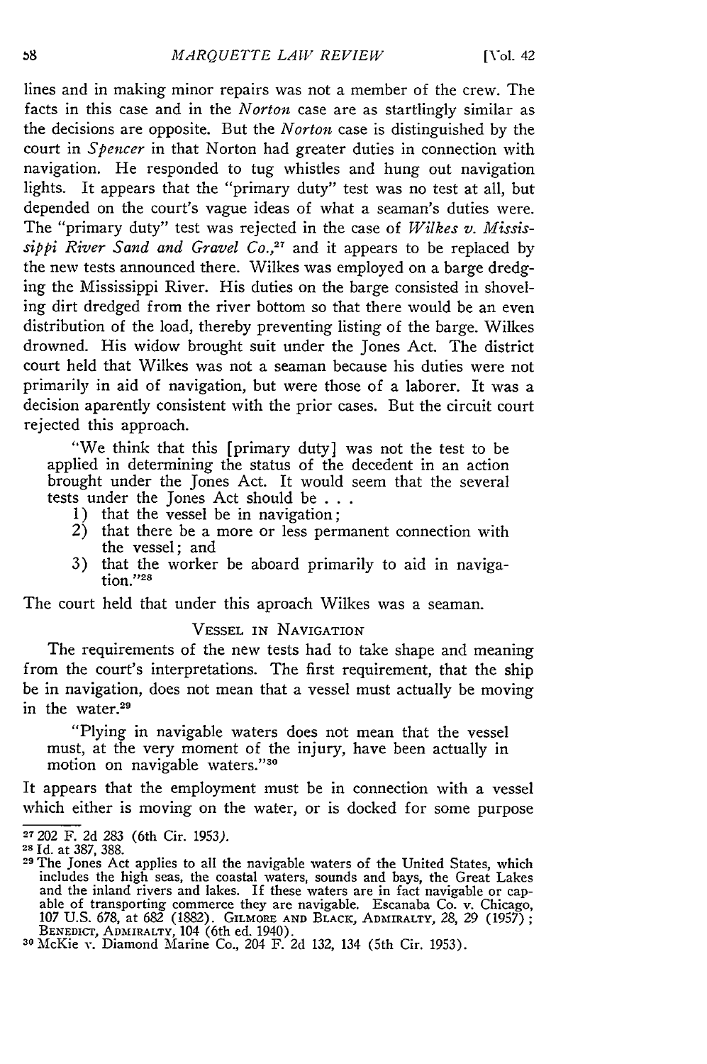lines and in making minor repairs was not a member of the crew. The facts in this case and in the *Norton* case are as startlingly similar as the decisions are opposite. But the *Norton* case is distinguished by the court in *Spencer* in that Norton had greater duties in connection with navigation. He responded to tug whistles and hung out navigation lights. It appears that the "primary duty" test was no test at all, but depended on the court's vague ideas of what a seaman's duties were. The "primary duty" test was rejected in the case of *Wilkes v. Mississippi River Sand and Gravel Co.*,[27] and it appears to be replaced by the new tests announced there. Wilkes was employed on a barge dredging the Mississippi River. His duties on the barge consisted in shoveling dirt dredged from the river bottom so that there would be an even distribution of the load, thereby preventing listing of the barge. Wilkes drowned. His widow brought suit under the Jones Act. The district court held that Wilkes was not a seaman because his duties were not primarily in aid of navigation, but were those of a laborer. It was a decision aparently consistent with the prior cases. But the circuit court rejected this approach.

> "We think that this [primary duty] was not the test to be applied in determining the status of the decedent in an action brought under the Jones Act. It would seem that the several tests under the Jones Act should be . . .
> 1) that the vessel be in navigation;
> 2) that there be a more or less permanent connection with the vessel; and
> 3) that the worker be aboard primarily to aid in navigation."[28]

The court held that under this aproach Wilkes was a seaman.

### VESSEL IN NAVIGATION

The requirements of the new tests had to take shape and meaning from the court's interpretations. The first requirement, that the ship be in navigation, does not mean that a vessel must actually be moving in the water.[29]

> "Plying in navigable waters does not mean that the vessel must, at the very moment of the injury, have been actually in motion on navigable waters."[30]

It appears that the employment must be in connection with a vessel which either is moving on the water, or is docked for some purpose

---

[27] 202 F. 2d 283 (6th Cir. 1953).

[28] Id. at 387, 388.

[29] The Jones Act applies to all the navigable waters of the United States, which includes the high seas, the coastal waters, sounds and bays, the Great Lakes and the inland rivers and lakes. If these waters are in fact navigable or capable of transporting commerce they are navigable. Escanaba Co. v. Chicago, 107 U.S. 678, at 682 (1882). GILMORE AND BLACK, ADMIRALTY, 28, 29 (1957); BENEDICT, ADMIRALTY, 104 (6th ed. 1940).

[30] McKie v. Diamond Marine Co., 204 F. 2d 132, 134 (5th Cir. 1953).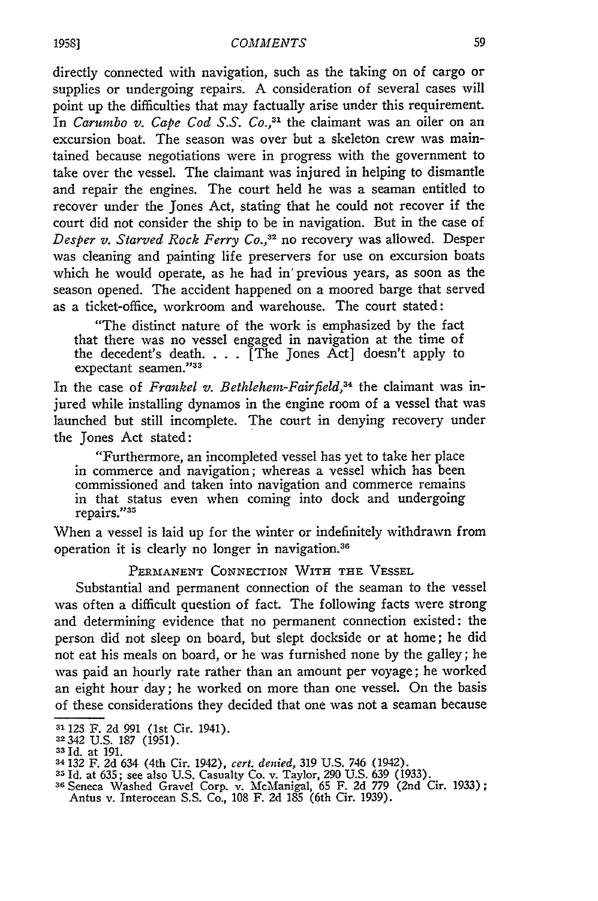directly connected with navigation, such as the taking on of cargo or supplies or undergoing repairs. A consideration of several cases will point up the difficulties that may factually arise under this requirement. In *Carumbo v. Cape Cod S.S. Co.*,[31] the claimant was an oiler on an excursion boat. The season was over but a skeleton crew was maintained because negotiations were in progress with the government to take over the vessel. The claimant was injured in helping to dismantle and repair the engines. The court held he was a seaman entitled to recover under the Jones Act, stating that he could not recover if the court did not consider the ship to be in navigation. But in the case of *Desper v. Starved Rock Ferry Co.*,[32] no recovery was allowed. Desper was cleaning and painting life preservers for use on excursion boats which he would operate, as he had in previous years, as soon as the season opened. The accident happened on a moored barge that served as a ticket-office, workroom and warehouse. The court stated:

> "The distinct nature of the work is emphasized by the fact that there was no vessel engaged in navigation at the time of the decedent's death. . . . [The Jones Act] doesn't apply to expectant seamen."[33]

In the case of *Frankel v. Bethlehem-Fairfield*,[34] the claimant was injured while installing dynamos in the engine room of a vessel that was launched but still incomplete. The court in denying recovery under the Jones Act stated:

> "Furthermore, an incompleted vessel has yet to take her place in commerce and navigation; whereas a vessel which has been commissioned and taken into navigation and commerce remains in that status even when coming into dock and undergoing repairs."[35]

When a vessel is laid up for the winter or indefinitely withdrawn from operation it is clearly no longer in navigation.[36]

## PERMANENT CONNECTION WITH THE VESSEL

Substantial and permanent connection of the seaman to the vessel was often a difficult question of fact. The following facts were strong and determining evidence that no permanent connection existed: the person did not sleep on board, but slept dockside or at home; he did not eat his meals on board, or he was furnished none by the galley; he was paid an hourly rate rather than an amount per voyage; he worked an eight hour day; he worked on more than one vessel. On the basis of these considerations they decided that one was not a seaman because

---

[31] 123 F. 2d 991 (1st Cir. 1941).
[32] 342 U.S. 187 (1951).
[33] Id. at 191.
[34] 132 F. 2d 634 (4th Cir. 1942), *cert. denied*, 319 U.S. 746 (1942).
[35] Id. at 635; see also U.S. Casualty Co. v. Taylor, 290 U.S. 639 (1933).
[36] Seneca Washed Gravel Corp. v. McManigal, 65 F. 2d 779 (2nd Cir. 1933); Antus v. Interocean S.S. Co., 108 F. 2d 185 (6th Cir. 1939).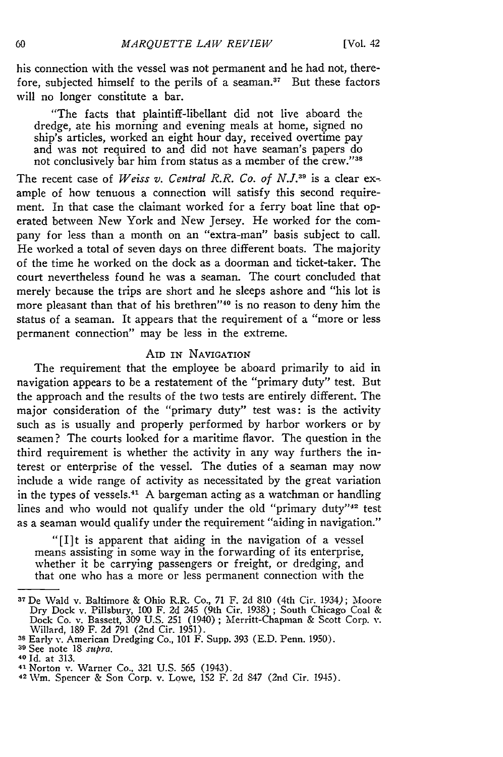his connection with the vessel was not permanent and he had not, therefore, subjected himself to the perils of a seaman.[37] But these factors will no longer constitute a bar.

> "The facts that plaintiff-libellant did not live aboard the dredge, ate his morning and evening meals at home, signed no ship's articles, worked an eight hour day, received overtime pay and was not required to and did not have seaman's papers do not conclusively bar him from status as a member of the crew."[38]

The recent case of *Weiss v. Central R.R. Co. of N.J.*[39] is a clear example of how tenuous a connection will satisfy this second requirement. In that case the claimant worked for a ferry boat line that operated between New York and New Jersey. He worked for the company for less than a month on an "extra-man" basis subject to call. He worked a total of seven days on three different boats. The majority of the time he worked on the dock as a doorman and ticket-taker. The court nevertheless found he was a seaman. The court concluded that merely because the trips are short and he sleeps ashore and "his lot is more pleasant than that of his brethren"[40] is no reason to deny him the status of a seaman. It appears that the requirement of a "more or less permanent connection" may be less in the extreme.

## AID IN NAVIGATION

The requirement that the employee be aboard primarily to aid in navigation appears to be a restatement of the "primary duty" test. But the approach and the results of the two tests are entirely different. The major consideration of the "primary duty" test was: is the activity such as is usually and properly performed by harbor workers or by seamen? The courts looked for a maritime flavor. The question in the third requirement is whether the activity in any way furthers the interest or enterprise of the vessel. The duties of a seaman may now include a wide range of activity as necessitated by the great variation in the types of vessels.[41] A bargeman acting as a watchman or handling lines and who would not qualify under the old "primary duty"[42] test as a seaman would qualify under the requirement "aiding in navigation."

> "[I]t is apparent that aiding in the navigation of a vessel means assisting in some way in the forwarding of its enterprise, whether it be carrying passengers or freight, or dredging, and that one who has a more or less permanent connection with the

---

[37] De Wald v. Baltimore & Ohio R.R. Co., 71 F. 2d 810 (4th Cir. 1934); Moore Dry Dock v. Pillsbury, 100 F. 2d 245 (9th Cir. 1938); South Chicago Coal & Dock Co. v. Bassett, 309 U.S. 251 (1940); Merritt-Chapman & Scott Corp. v. Willard, 189 F. 2d 791 (2nd Cir. 1951).

[38] Early v. American Dredging Co., 101 F. Supp. 393 (E.D. Penn. 1950).

[39] See note 18 *supra*.

[40] Id. at 313.

[41] Norton v. Warner Co., 321 U.S. 565 (1943).

[42] Wm. Spencer & Son Corp. v. Lowe, 152 F. 2d 847 (2nd Cir. 1945).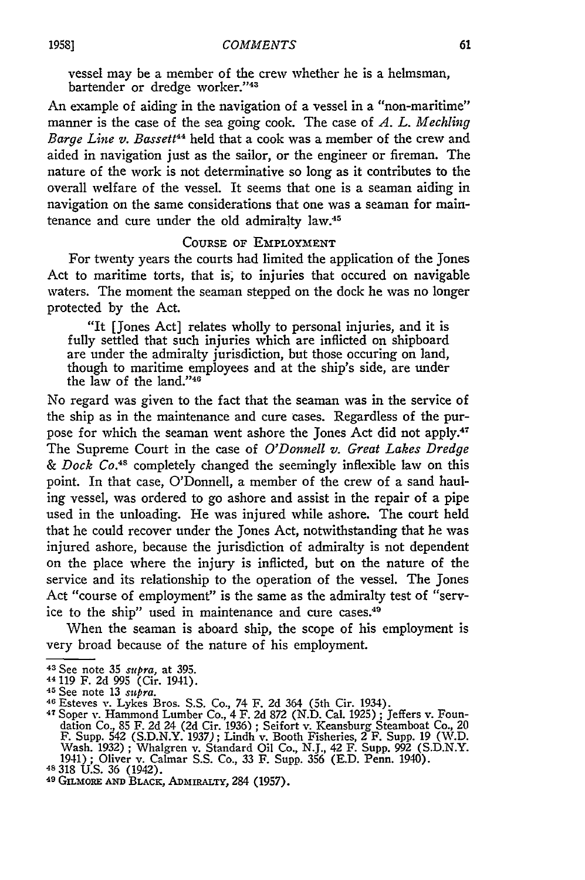vessel may be a member of the crew whether he is a helmsman, bartender or dredge worker."[43]

An example of aiding in the navigation of a vessel in a "non-maritime" manner is the case of the sea going cook. The case of *A. L. Mechling Barge Line v. Bassett*[44] held that a cook was a member of the crew and aided in navigation just as the sailor, or the engineer or fireman. The nature of the work is not determinative so long as it contributes to the overall welfare of the vessel. It seems that one is a seaman aiding in navigation on the same considerations that one was a seaman for maintenance and cure under the old admiralty law.[45]

### COURSE OF EMPLOYMENT

For twenty years the courts had limited the application of the Jones Act to maritime torts, that is, to injuries that occured on navigable waters. The moment the seaman stepped on the dock he was no longer protected by the Act.

> "It [Jones Act] relates wholly to personal injuries, and it is fully settled that such injuries which are inflicted on shipboard are under the admiralty jurisdiction, but those occuring on land, though to maritime employees and at the ship's side, are under the law of the land."[46]

No regard was given to the fact that the seaman was in the service of the ship as in the maintenance and cure cases. Regardless of the purpose for which the seaman went ashore the Jones Act did not apply.[47] The Supreme Court in the case of *O'Donnell v. Great Lakes Dredge & Dock Co.*[48] completely changed the seemingly inflexible law on this point. In that case, O'Donnell, a member of the crew of a sand hauling vessel, was ordered to go ashore and assist in the repair of a pipe used in the unloading. He was injured while ashore. The court held that he could recover under the Jones Act, notwithstanding that he was injured ashore, because the jurisdiction of admiralty is not dependent on the place where the injury is inflicted, but on the nature of the service and its relationship to the operation of the vessel. The Jones Act "course of employment" is the same as the admiralty test of "service to the ship" used in maintenance and cure cases.[49]

When the seaman is aboard ship, the scope of his employment is very broad because of the nature of his employment.

---

[43] See note 35 *supra*, at 395.

[44] 119 F. 2d 995 (Cir. 1941).

[45] See note 13 *supra*.

[46] Esteves v. Lykes Bros. S.S. Co., 74 F. 2d 364 (5th Cir. 1934).

[47] Soper v. Hammond Lumber Co., 4 F. 2d 872 (N.D. Cal. 1925); Jeffers v. Foundation Co., 85 F. 2d 24 (2d Cir. 1936); Seifort v. Keansburg Steamboat Co., 20 F. Supp. 542 (S.D.N.Y. 1937); Lindh v. Booth Fisheries, 2 F. Supp. 19 (W.D. Wash. 1932); Whalgren v. Standard Oil Co., N.J., 42 F. Supp. 992 (S.D.N.Y. 1941); Oliver v. Calmar S.S. Co., 33 F. Supp. 356 (E.D. Penn. 1940).

[48] 318 U.S. 36 (1942).

[49] GILMORE AND BLACK, ADMIRALTY, 284 (1957).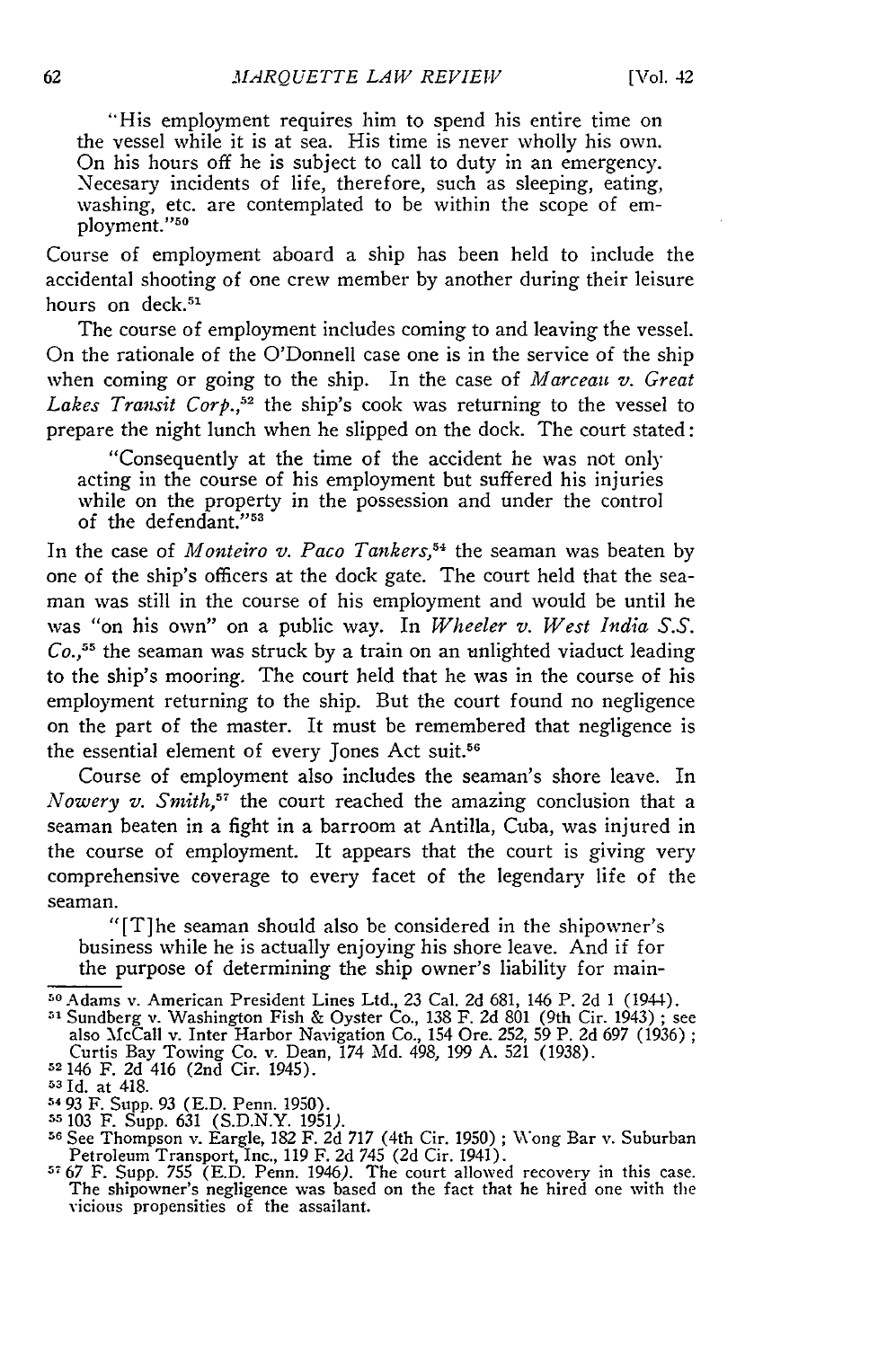> "His employment requires him to spend his entire time on the vessel while it is at sea. His time is never wholly his own. On his hours off he is subject to call to duty in an emergency. Necesary incidents of life, therefore, such as sleeping, eating, washing, etc. are contemplated to be within the scope of employment."[50]

Course of employment aboard a ship has been held to include the accidental shooting of one crew member by another during their leisure hours on deck.[51]

The course of employment includes coming to and leaving the vessel. On the rationale of the O'Donnell case one is in the service of the ship when coming or going to the ship. In the case of *Marceau v. Great Lakes Transit Corp.*,[52] the ship's cook was returning to the vessel to prepare the night lunch when he slipped on the dock. The court stated:

> "Consequently at the time of the accident he was not only acting in the course of his employment but suffered his injuries while on the property in the possession and under the control of the defendant."[53]

In the case of *Monteiro v. Paco Tankers*,[54] the seaman was beaten by one of the ship's officers at the dock gate. The court held that the seaman was still in the course of his employment and would be until he was "on his own" on a public way. In *Wheeler v. West India S.S. Co.*,[55] the seaman was struck by a train on an unlighted viaduct leading to the ship's mooring. The court held that he was in the course of his employment returning to the ship. But the court found no negligence on the part of the master. It must be remembered that negligence is the essential element of every Jones Act suit.[56]

Course of employment also includes the seaman's shore leave. In *Nowery v. Smith*,[57] the court reached the amazing conclusion that a seaman beaten in a fight in a barroom at Antilla, Cuba, was injured in the course of employment. It appears that the court is giving very comprehensive coverage to every facet of the legendary life of the seaman.

> "[T]he seaman should also be considered in the shipowner's business while he is actually enjoying his shore leave. And if for the purpose of determining the ship owner's liability for main-

---

[50] Adams v. American President Lines Ltd., 23 Cal. 2d 681, 146 P. 2d 1 (1944).

[51] Sundberg v. Washington Fish & Oyster Co., 138 F. 2d 801 (9th Cir. 1943); see also McCall v. Inter Harbor Navigation Co., 154 Ore. 252, 59 P. 2d 697 (1936); Curtis Bay Towing Co. v. Dean, 174 Md. 498, 199 A. 521 (1938).

[52] 146 F. 2d 416 (2nd Cir. 1945).

[53] Id. at 418.

[54] 93 F. Supp. 93 (E.D. Penn. 1950).

[55] 103 F. Supp. 631 (S.D.N.Y. 1951).

[56] See Thompson v. Eargle, 182 F. 2d 717 (4th Cir. 1950); Wong Bar v. Suburban Petroleum Transport, Inc., 119 F. 2d 745 (2d Cir. 1941).

[57] 67 F. Supp. 755 (E.D. Penn. 1946). The court allowed recovery in this case. The shipowner's negligence was based on the fact that he hired one with the vicious propensities of the assailant.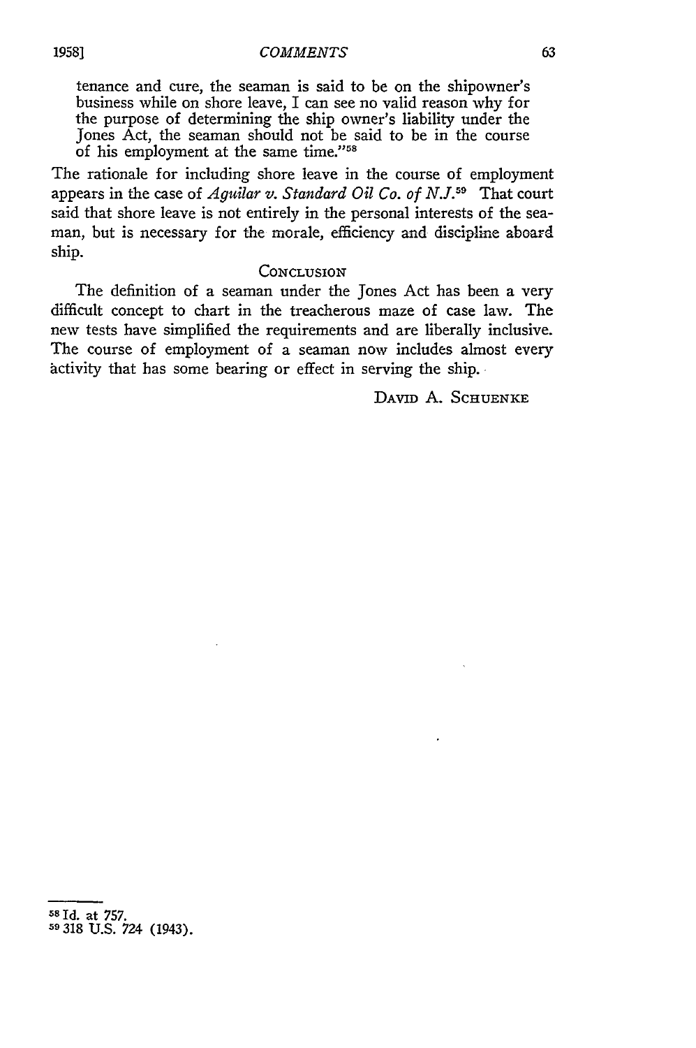tenance and cure, the seaman is said to be on the shipowner's business while on shore leave, I can see no valid reason why for the purpose of determining the ship owner's liability under the Jones Act, the seaman should not be said to be in the course of his employment at the same time."[58]

The rationale for including shore leave in the course of employment appears in the case of *Aguilar v. Standard Oil Co. of N.J.*[59] That court said that shore leave is not entirely in the personal interests of the seaman, but is necessary for the morale, efficiency and discipline aboard ship.

## CONCLUSION

The definition of a seaman under the Jones Act has been a very difficult concept to chart in the treacherous maze of case law. The new tests have simplified the requirements and are liberally inclusive. The course of employment of a seaman now includes almost every activity that has some bearing or effect in serving the ship.

DAVID A. SCHUENKE

---

[58] Id. at 757.

[59] 318 U.S. 724 (1943).